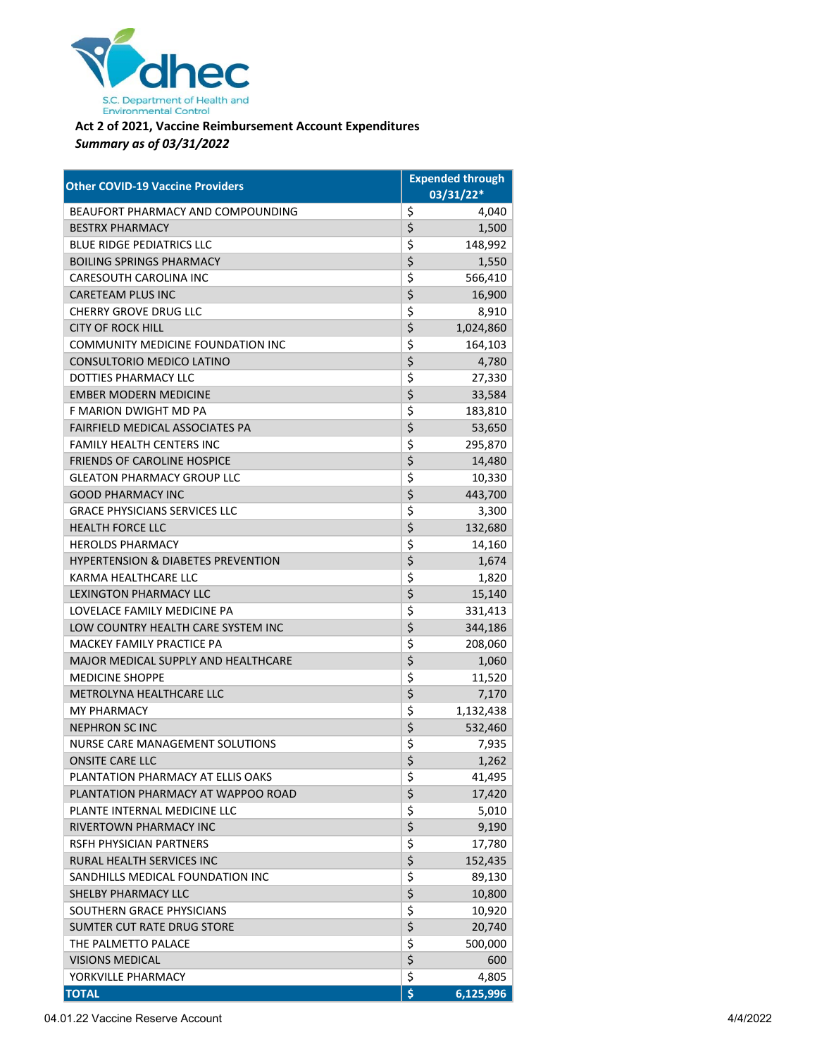S.C. Department of Health and Environmental Control

**Act 2 of 2021, Vaccine Reimbursement Account Expenditures**

***Summary as of 03/31/2022***

| Other COVID-19 Vaccine Providers | Expended through 03/31/22* |
|---|---|
| BEAUFORT PHARMACY AND COMPOUNDING | $ 4,040 |
| BESTRX PHARMACY | $ 1,500 |
| BLUE RIDGE PEDIATRICS LLC | $ 148,992 |
| BOILING SPRINGS PHARMACY | $ 1,550 |
| CARESOUTH CAROLINA INC | $ 566,410 |
| CARETEAM PLUS INC | $ 16,900 |
| CHERRY GROVE DRUG LLC | $ 8,910 |
| CITY OF ROCK HILL | $ 1,024,860 |
| COMMUNITY MEDICINE FOUNDATION INC | $ 164,103 |
| CONSULTORIO MEDICO LATINO | $ 4,780 |
| DOTTIES PHARMACY LLC | $ 27,330 |
| EMBER MODERN MEDICINE | $ 33,584 |
| F MARION DWIGHT MD PA | $ 183,810 |
| FAIRFIELD MEDICAL ASSOCIATES PA | $ 53,650 |
| FAMILY HEALTH CENTERS INC | $ 295,870 |
| FRIENDS OF CAROLINE HOSPICE | $ 14,480 |
| GLEATON PHARMACY GROUP LLC | $ 10,330 |
| GOOD PHARMACY INC | $ 443,700 |
| GRACE PHYSICIANS SERVICES LLC | $ 3,300 |
| HEALTH FORCE LLC | $ 132,680 |
| HEROLDS PHARMACY | $ 14,160 |
| HYPERTENSION & DIABETES PREVENTION | $ 1,674 |
| KARMA HEALTHCARE LLC | $ 1,820 |
| LEXINGTON PHARMACY LLC | $ 15,140 |
| LOVELACE FAMILY MEDICINE PA | $ 331,413 |
| LOW COUNTRY HEALTH CARE SYSTEM INC | $ 344,186 |
| MACKEY FAMILY PRACTICE PA | $ 208,060 |
| MAJOR MEDICAL SUPPLY AND HEALTHCARE | $ 1,060 |
| MEDICINE SHOPPE | $ 11,520 |
| METROLYNA HEALTHCARE LLC | $ 7,170 |
| MY PHARMACY | $ 1,132,438 |
| NEPHRON SC INC | $ 532,460 |
| NURSE CARE MANAGEMENT SOLUTIONS | $ 7,935 |
| ONSITE CARE LLC | $ 1,262 |
| PLANTATION PHARMACY AT ELLIS OAKS | $ 41,495 |
| PLANTATION PHARMACY AT WAPPOO ROAD | $ 17,420 |
| PLANTE INTERNAL MEDICINE LLC | $ 5,010 |
| RIVERTOWN PHARMACY INC | $ 9,190 |
| RSFH PHYSICIAN PARTNERS | $ 17,780 |
| RURAL HEALTH SERVICES INC | $ 152,435 |
| SANDHILLS MEDICAL FOUNDATION INC | $ 89,130 |
| SHELBY PHARMACY LLC | $ 10,800 |
| SOUTHERN GRACE PHYSICIANS | $ 10,920 |
| SUMTER CUT RATE DRUG STORE | $ 20,740 |
| THE PALMETTO PALACE | $ 500,000 |
| VISIONS MEDICAL | $ 600 |
| YORKVILLE PHARMACY | $ 4,805 |
| **TOTAL** | **$ 6,125,996** |

04.01.22 Vaccine Reserve Account 4/4/2022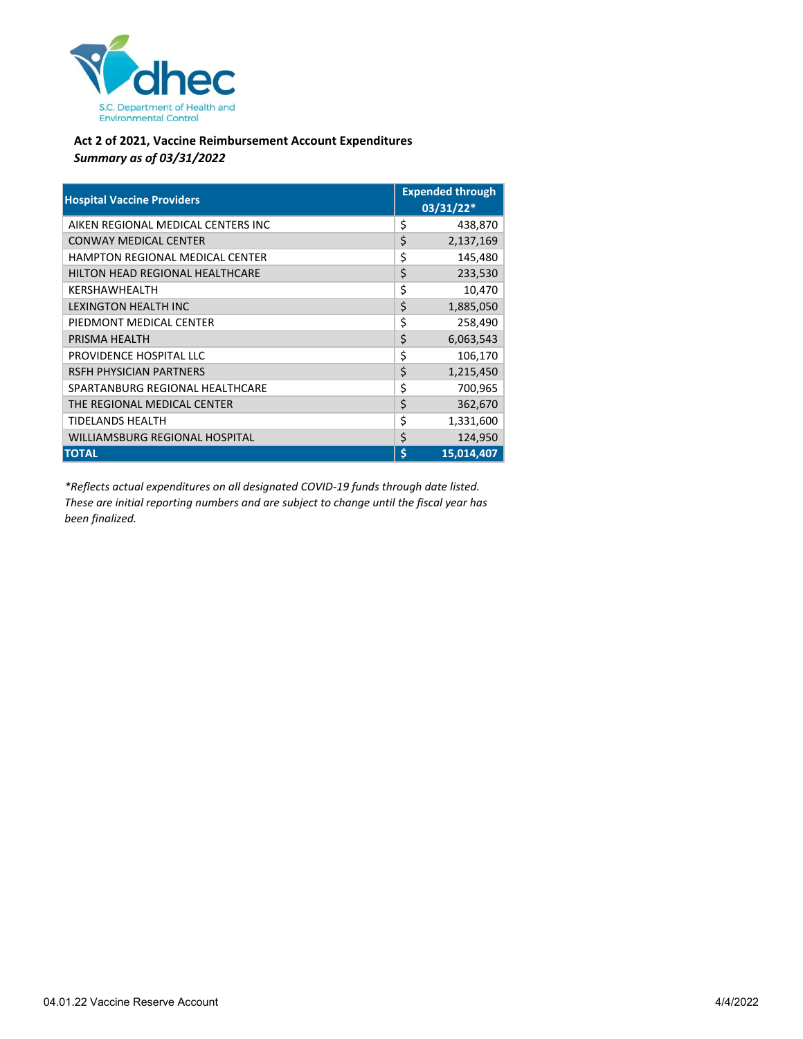**Act 2 of 2021, Vaccine Reimbursement Account Expenditures**
***Summary as of 03/31/2022***

| Hospital Vaccine Providers | Expended through 03/31/22* |
|---|---|
| AIKEN REGIONAL MEDICAL CENTERS INC | $ 438,870 |
| CONWAY MEDICAL CENTER | $ 2,137,169 |
| HAMPTON REGIONAL MEDICAL CENTER | $ 145,480 |
| HILTON HEAD REGIONAL HEALTHCARE | $ 233,530 |
| KERSHAWHEALTH | $ 10,470 |
| LEXINGTON HEALTH INC | $ 1,885,050 |
| PIEDMONT MEDICAL CENTER | $ 258,490 |
| PRISMA HEALTH | $ 6,063,543 |
| PROVIDENCE HOSPITAL LLC | $ 106,170 |
| RSFH PHYSICIAN PARTNERS | $ 1,215,450 |
| SPARTANBURG REGIONAL HEALTHCARE | $ 700,965 |
| THE REGIONAL MEDICAL CENTER | $ 362,670 |
| TIDELANDS HEALTH | $ 1,331,600 |
| WILLIAMSBURG REGIONAL HOSPITAL | $ 124,950 |
| **TOTAL** | **$ 15,014,407** |

*\*Reflects actual expenditures on all designated COVID-19 funds through date listed. These are initial reporting numbers and are subject to change until the fiscal year has been finalized.*

04.01.22 Vaccine Reserve Account

4/4/2022